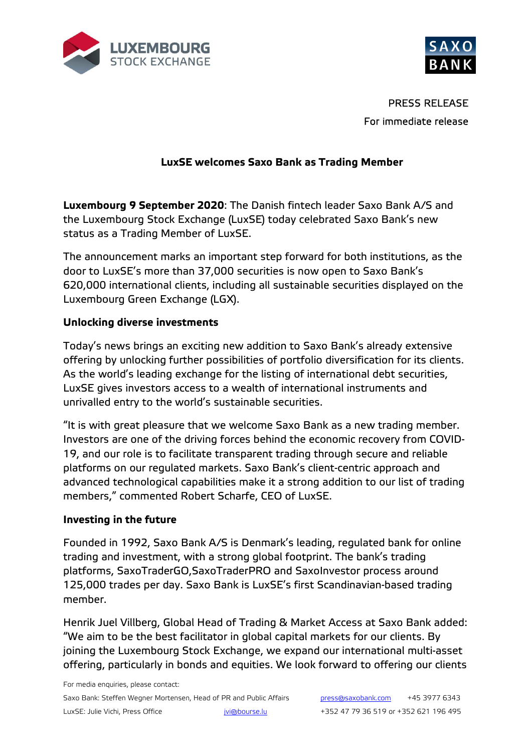PRESS RELEASE

For immediate release

# LuxSE welcomes Saxo Bank as Trading Member

**Luxembourg 9 September 2020**: The Danish fintech leader Saxo Bank A/S and the Luxembourg Stock Exchange (LuxSE) today celebrated Saxo Bank's new status as a Trading Member of LuxSE.

The announcement marks an important step forward for both institutions, as the door to LuxSE's more than 37,000 securities is now open to Saxo Bank's 620,000 international clients, including all sustainable securities displayed on the Luxembourg Green Exchange (LGX).

## Unlocking diverse investments

Today's news brings an exciting new addition to Saxo Bank's already extensive offering by unlocking further possibilities of portfolio diversification for its clients. As the world's leading exchange for the listing of international debt securities, LuxSE gives investors access to a wealth of international instruments and unrivalled entry to the world's sustainable securities.

"It is with great pleasure that we welcome Saxo Bank as a new trading member. Investors are one of the driving forces behind the economic recovery from COVID-19, and our role is to facilitate transparent trading through secure and reliable platforms on our regulated markets. Saxo Bank's client-centric approach and advanced technological capabilities make it a strong addition to our list of trading members," commented Robert Scharfe, CEO of LuxSE.

## Investing in the future

Founded in 1992, Saxo Bank A/S is Denmark's leading, regulated bank for online trading and investment, with a strong global footprint. The bank's trading platforms, SaxoTraderGO,SaxoTraderPRO and SaxoInvestor process around 125,000 trades per day. Saxo Bank is LuxSE's first Scandinavian-based trading member.

Henrik Juel Villberg, Global Head of Trading & Market Access at Saxo Bank added: "We aim to be the best facilitator in global capital markets for our clients. By joining the Luxembourg Stock Exchange, we expand our international multi-asset offering, particularly in bonds and equities. We look forward to offering our clients

For media enquiries, please contact:

Saxo Bank: Steffen Wegner Mortensen, Head of PR and Public Affairs press@saxobank.com +45 3977 6343

LuxSE: Julie Vichi, Press Office jvi@bourse.lu +352 47 79 36 519 or +352 621 196 495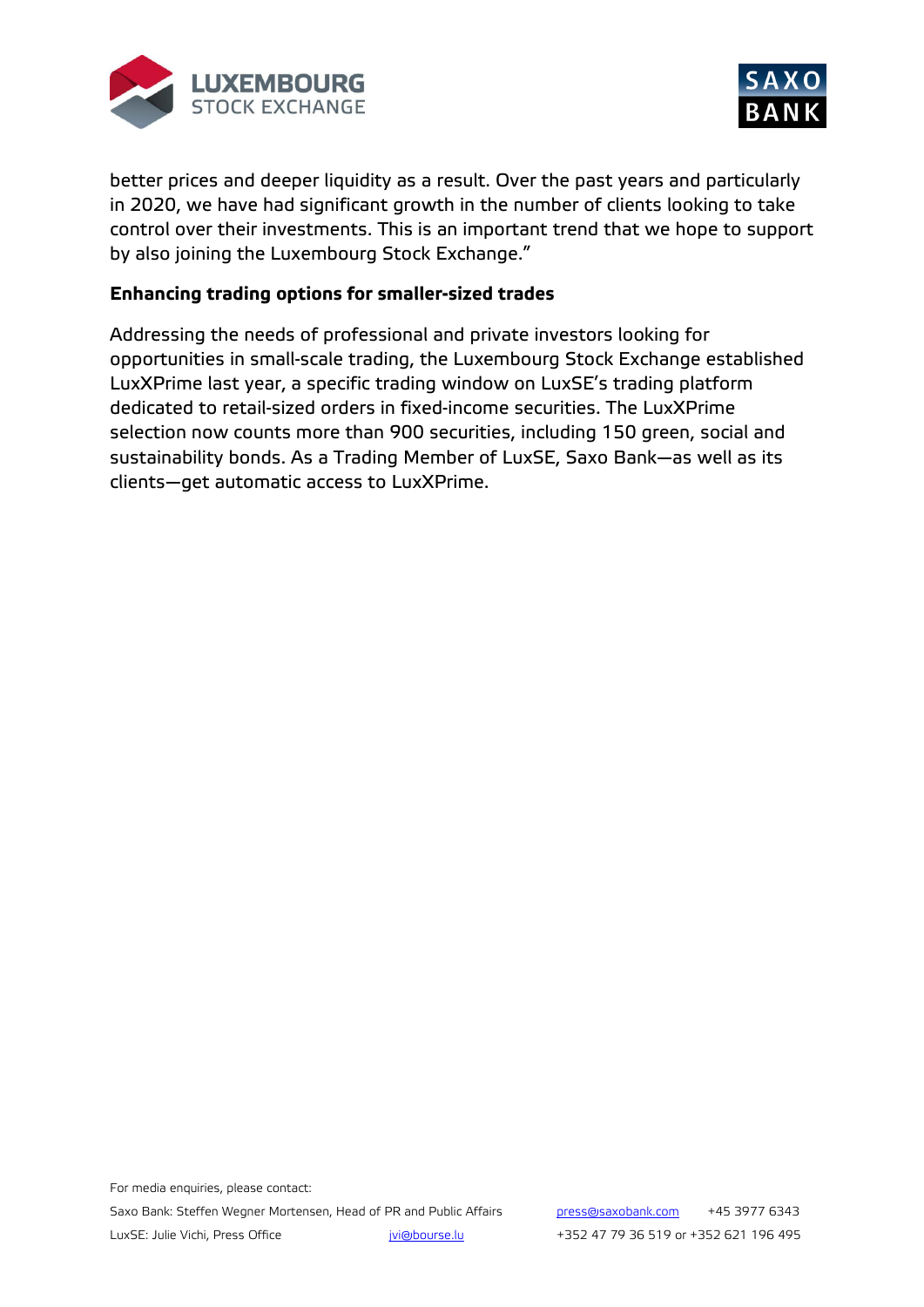better prices and deeper liquidity as a result. Over the past years and particularly in 2020, we have had significant growth in the number of clients looking to take control over their investments. This is an important trend that we hope to support by also joining the Luxembourg Stock Exchange."

**Enhancing trading options for smaller-sized trades**

Addressing the needs of professional and private investors looking for opportunities in small-scale trading, the Luxembourg Stock Exchange established LuxXPrime last year, a specific trading window on LuxSE's trading platform dedicated to retail-sized orders in fixed-income securities. The LuxXPrime selection now counts more than 900 securities, including 150 green, social and sustainability bonds. As a Trading Member of LuxSE, Saxo Bank—as well as its clients—get automatic access to LuxXPrime.

For media enquiries, please contact:

Saxo Bank: Steffen Wegner Mortensen, Head of PR and Public Affairs press@saxobank.com +45 3977 6343

LuxSE: Julie Vichi, Press Office jvi@bourse.lu +352 47 79 36 519 or +352 621 196 495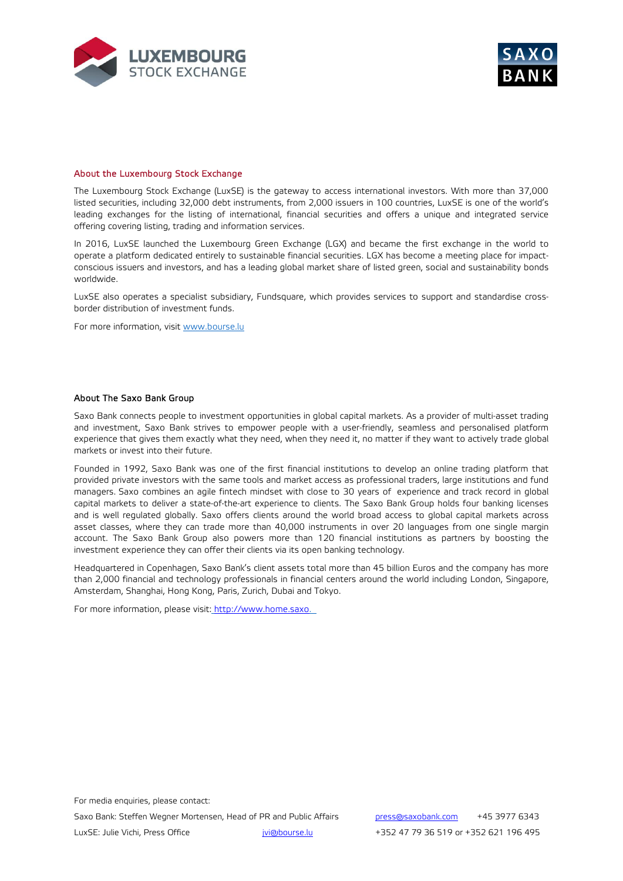## About the Luxembourg Stock Exchange

The Luxembourg Stock Exchange (LuxSE) is the gateway to access international investors. With more than 37,000 listed securities, including 32,000 debt instruments, from 2,000 issuers in 100 countries, LuxSE is one of the world's leading exchanges for the listing of international, financial securities and offers a unique and integrated service offering covering listing, trading and information services.

In 2016, LuxSE launched the Luxembourg Green Exchange (LGX) and became the first exchange in the world to operate a platform dedicated entirely to sustainable financial securities. LGX has become a meeting place for impact-conscious issuers and investors, and has a leading global market share of listed green, social and sustainability bonds worldwide.

LuxSE also operates a specialist subsidiary, Fundsquare, which provides services to support and standardise cross-border distribution of investment funds.

For more information, visit www.bourse.lu

## About The Saxo Bank Group

Saxo Bank connects people to investment opportunities in global capital markets. As a provider of multi-asset trading and investment, Saxo Bank strives to empower people with a user-friendly, seamless and personalised platform experience that gives them exactly what they need, when they need it, no matter if they want to actively trade global markets or invest into their future.

Founded in 1992, Saxo Bank was one of the first financial institutions to develop an online trading platform that provided private investors with the same tools and market access as professional traders, large institutions and fund managers. Saxo combines an agile fintech mindset with close to 30 years of experience and track record in global capital markets to deliver a state-of-the-art experience to clients. The Saxo Bank Group holds four banking licenses and is well regulated globally. Saxo offers clients around the world broad access to global capital markets across asset classes, where they can trade more than 40,000 instruments in over 20 languages from one single margin account. The Saxo Bank Group also powers more than 120 financial institutions as partners by boosting the investment experience they can offer their clients via its open banking technology.

Headquartered in Copenhagen, Saxo Bank's client assets total more than 45 billion Euros and the company has more than 2,000 financial and technology professionals in financial centers around the world including London, Singapore, Amsterdam, Shanghai, Hong Kong, Paris, Zurich, Dubai and Tokyo.

For more information, please visit: http://www.home.saxo.

For media enquiries, please contact:

Saxo Bank: Steffen Wegner Mortensen, Head of PR and Public Affairs press@saxobank.com +45 3977 6343

LuxSE: Julie Vichi, Press Office jvi@bourse.lu +352 47 79 36 519 or +352 621 196 495